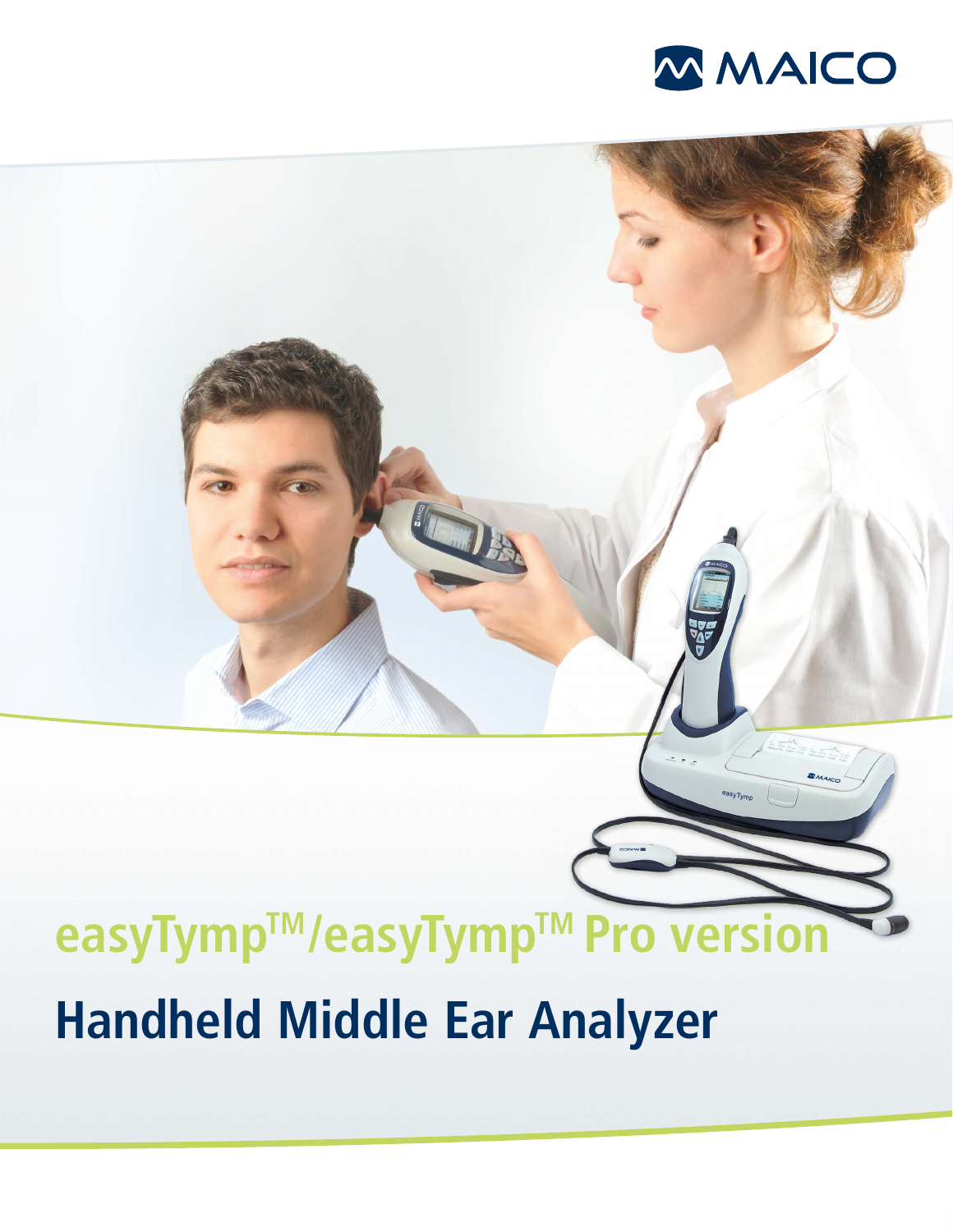MAICO

# easyTymp™/easyTymp™ Pro version

## Handheld Middle Ear Analyzer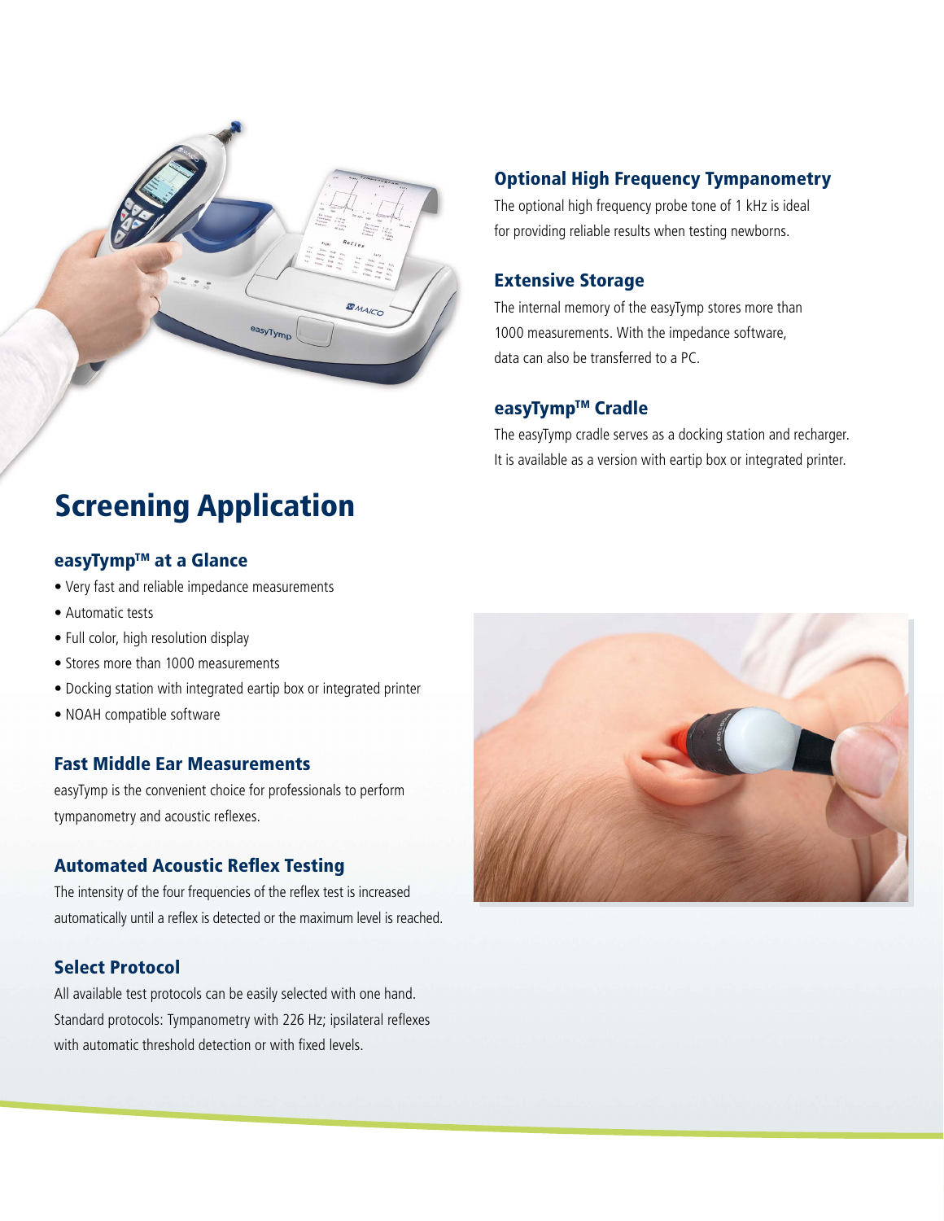### Optional High Frequency Tympanometry

The optional high frequency probe tone of 1 kHz is ideal for providing reliable results when testing newborns.

### Extensive Storage

The internal memory of the easyTymp stores more than 1000 measurements. With the impedance software, data can also be transferred to a PC.

### easyTymp™ Cradle

The easyTymp cradle serves as a docking station and recharger. It is available as a version with eartip box or integrated printer.

## Screening Application

### easyTymp™ at a Glance

- Very fast and reliable impedance measurements
- Automatic tests
- Full color, high resolution display
- Stores more than 1000 measurements
- Docking station with integrated eartip box or integrated printer
- NOAH compatible software

### Fast Middle Ear Measurements

easyTymp is the convenient choice for professionals to perform tympanometry and acoustic reflexes.

### Automated Acoustic Reflex Testing

The intensity of the four frequencies of the reflex test is increased automatically until a reflex is detected or the maximum level is reached.

### Select Protocol

All available test protocols can be easily selected with one hand. Standard protocols: Tympanometry with 226 Hz; ipsilateral reflexes with automatic threshold detection or with fixed levels.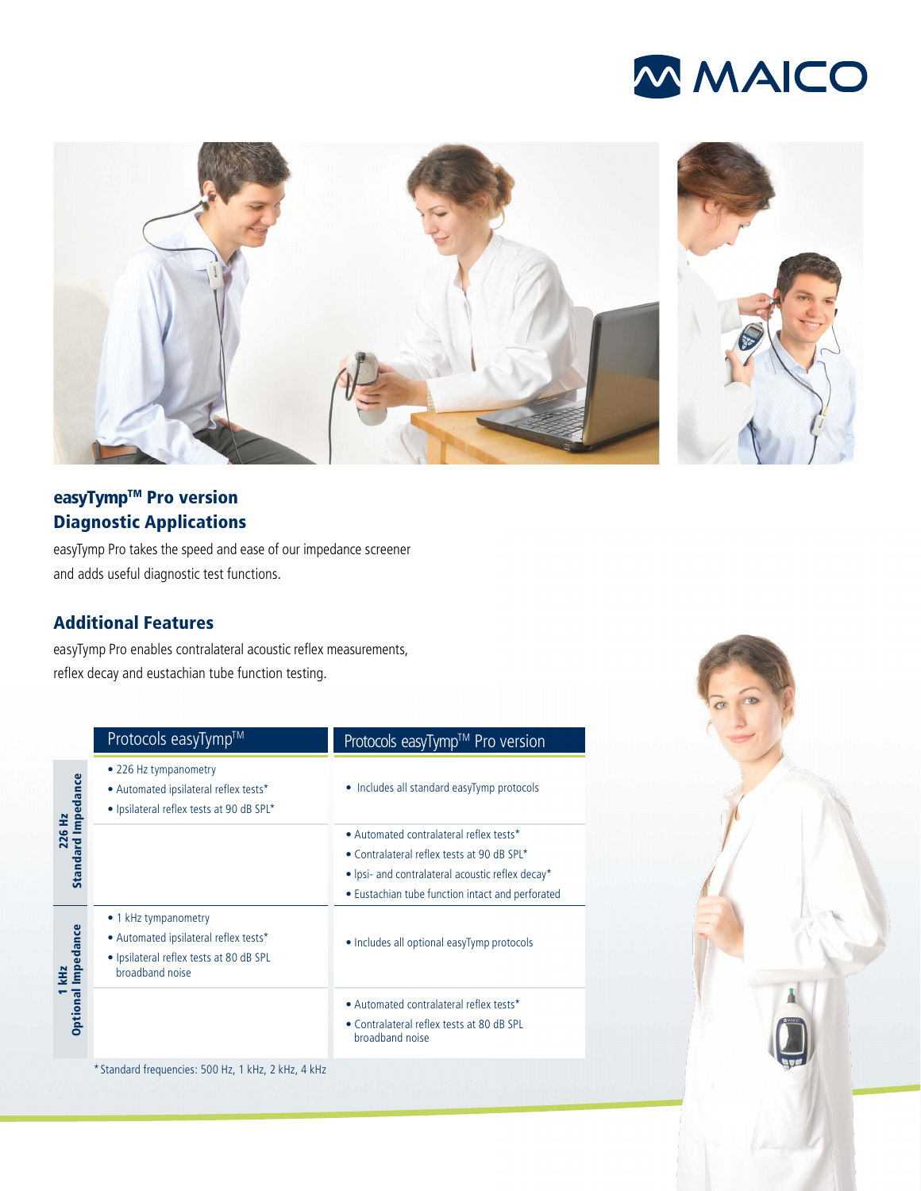# easyTymp™ Pro version
## Diagnostic Applications

easyTymp Pro takes the speed and ease of our impedance screener and adds useful diagnostic test functions.

## Additional Features

easyTymp Pro enables contralateral acoustic reflex measurements, reflex decay and eustachian tube function testing.

| | Protocols easyTymp™ | Protocols easyTymp™ Pro version |
|---|---|---|
| 226 Hz Standard Impedance | • 226 Hz tympanometry<br>• Automated ipsilateral reflex tests*<br>• Ipsilateral reflex tests at 90 dB SPL* | • Includes all standard easyTymp protocols |
| | | • Automated contralateral reflex tests*<br>• Contralateral reflex tests at 90 dB SPL*<br>• Ipsi- and contralateral acoustic reflex decay*<br>• Eustachian tube function intact and perforated |
| 1 kHz Optional Impedance | • 1 kHz tympanometry<br>• Automated ipsilateral reflex tests*<br>• Ipsilateral reflex tests at 80 dB SPL broadband noise | • Includes all optional easyTymp protocols |
| | | • Automated contralateral reflex tests*<br>• Contralateral reflex tests at 80 dB SPL broadband noise |

*Standard frequencies: 500 Hz, 1 kHz, 2 kHz, 4 kHz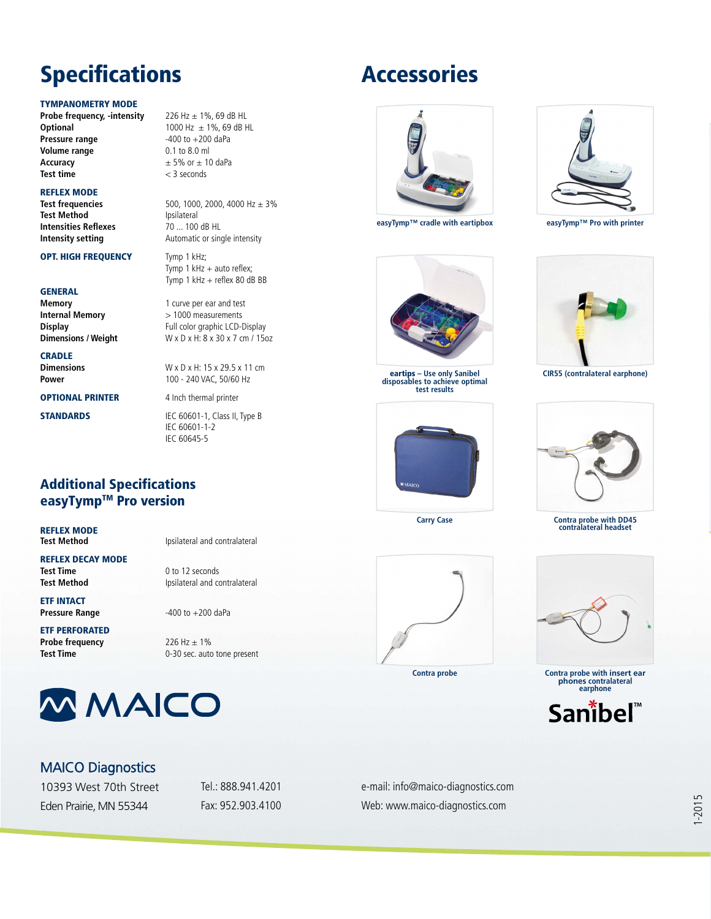# Specifications

| | |
|---|---|
| **TYMPANOMETRY MODE** | |
| **Probe frequency, -intensity** | 226 Hz ± 1%, 69 dB HL |
| **Optional** | 1000 Hz ± 1%, 69 dB HL |
| **Pressure range** | -400 to +200 daPa |
| **Volume range** | 0.1 to 8.0 ml |
| **Accuracy** | ± 5% or ± 10 daPa |
| **Test time** | < 3 seconds |
| **REFLEX MODE** | |
| **Test frequencies** | 500, 1000, 2000, 4000 Hz ± 3% |
| **Test Method** | Ipsilateral |
| **Intensities Reflexes** | 70 ... 100 dB HL |
| **Intensity setting** | Automatic or single intensity |
| **OPT. HIGH FREQUENCY** | Tymp 1 kHz; Tymp 1 kHz + auto reflex; Tymp 1 kHz + reflex 80 dB BB |
| **GENERAL** | |
| **Memory** | 1 curve per ear and test |
| **Internal Memory** | > 1000 measurements |
| **Display** | Full color graphic LCD-Display |
| **Dimensions / Weight** | W x D x H: 8 x 30 x 7 cm / 15oz |
| **CRADLE** | |
| **Dimensions** | W x D x H: 15 x 29.5 x 11 cm |
| **Power** | 100 - 240 VAC, 50/60 Hz |
| **OPTIONAL PRINTER** | 4 Inch thermal printer |
| **STANDARDS** | IEC 60601-1, Class II, Type B<br>IEC 60601-1-2<br>IEC 60645-5 |

## Additional Specifications easyTymp™ Pro version

| | |
|---|---|
| **REFLEX MODE** | |
| **Test Method** | Ipsilateral and contralateral |
| **REFLEX DECAY MODE** | |
| **Test Time** | 0 to 12 seconds |
| **Test Method** | Ipsilateral and contralateral |
| **ETF INTACT** | |
| **Pressure Range** | -400 to +200 daPa |
| **ETF PERFORATED** | |
| **Probe frequency** | 226 Hz ± 1% |
| **Test Time** | 0-30 sec. auto tone present |

# Accessories

easyTymp™ cradle with eartipbox

easyTymp™ Pro with printer

eartips – Use only Sanibel disposables to achieve optimal test results

CIR55 (contralateral earphone)

Carry Case

Contra probe with DD45 contralateral headset

Contra probe

Contra probe with insert ear phones contralateral earphone

Sanibel™

MAICO

MAICO Diagnostics
10393 West 70th Street
Eden Prairie, MN 55344

Tel.: 888.941.4201
Fax: 952.903.4100

e-mail: info@maico-diagnostics.com
Web: www.maico-diagnostics.com

1-2015